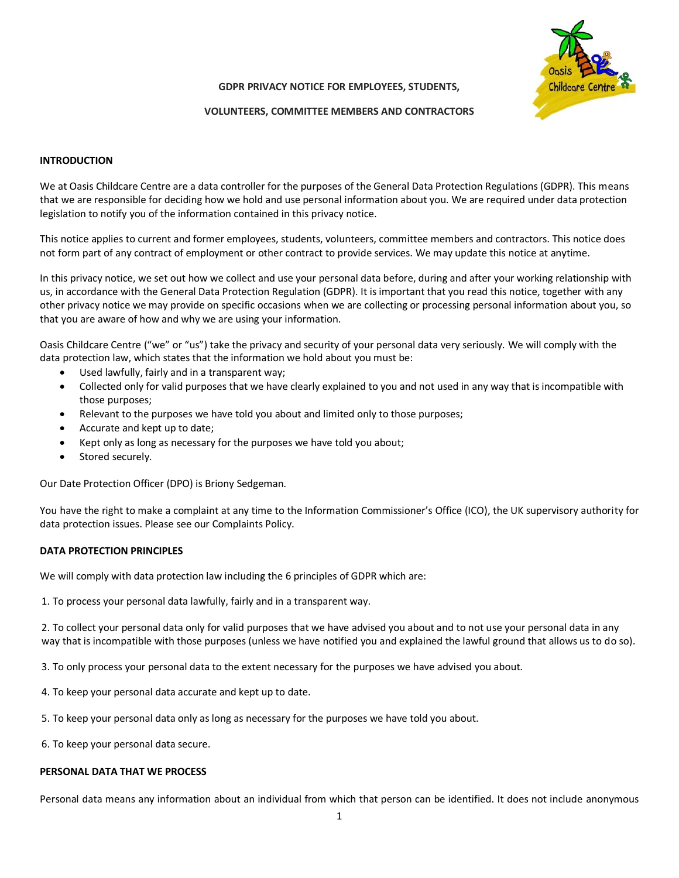# GDPR PRIVACY NOTICE FOR EMPLOYEES, STUDENTS, VOLUNTEERS, COMMITTEE MEMBERS AND CONTRACTORS

## INTRODUCTION

We at Oasis Childcare Centre are a data controller for the purposes of the General Data Protection Regulations (GDPR). This means that we are responsible for deciding how we hold and use personal information about you. We are required under data protection legislation to notify you of the information contained in this privacy notice.

This notice applies to current and former employees, students, volunteers, committee members and contractors. This notice does not form part of any contract of employment or other contract to provide services. We may update this notice at anytime.

In this privacy notice, we set out how we collect and use your personal data before, during and after your working relationship with us, in accordance with the General Data Protection Regulation (GDPR). It is important that you read this notice, together with any other privacy notice we may provide on specific occasions when we are collecting or processing personal information about you, so that you are aware of how and why we are using your information.

Oasis Childcare Centre ("we" or "us") take the privacy and security of your personal data very seriously. We will comply with the data protection law, which states that the information we hold about you must be:

- Used lawfully, fairly and in a transparent way;
- Collected only for valid purposes that we have clearly explained to you and not used in any way that is incompatible with those purposes;
- Relevant to the purposes we have told you about and limited only to those purposes;
- Accurate and kept up to date;
- Kept only as long as necessary for the purposes we have told you about;
- Stored securely.

Our Date Protection Officer (DPO) is Briony Sedgeman.

You have the right to make a complaint at any time to the Information Commissioner's Office (ICO), the UK supervisory authority for data protection issues. Please see our Complaints Policy.

## DATA PROTECTION PRINCIPLES

We will comply with data protection law including the 6 principles of GDPR which are:

1. To process your personal data lawfully, fairly and in a transparent way.

2. To collect your personal data only for valid purposes that we have advised you about and to not use your personal data in any way that is incompatible with those purposes (unless we have notified you and explained the lawful ground that allows us to do so).

3. To only process your personal data to the extent necessary for the purposes we have advised you about.

4. To keep your personal data accurate and kept up to date.

5. To keep your personal data only as long as necessary for the purposes we have told you about.

6. To keep your personal data secure.

## PERSONAL DATA THAT WE PROCESS

Personal data means any information about an individual from which that person can be identified. It does not include anonymous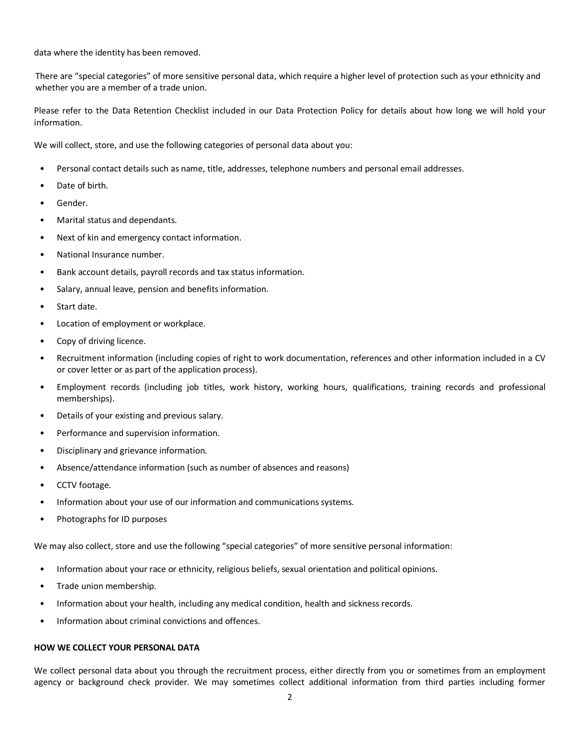data where the identity has been removed.

There are "special categories" of more sensitive personal data, which require a higher level of protection such as your ethnicity and whether you are a member of a trade union.

Please refer to the Data Retention Checklist included in our Data Protection Policy for details about how long we will hold your information.

We will collect, store, and use the following categories of personal data about you:

- Personal contact details such as name, title, addresses, telephone numbers and personal email addresses.
- Date of birth.
- Gender.
- Marital status and dependants.
- Next of kin and emergency contact information.
- National Insurance number.
- Bank account details, payroll records and tax status information.
- Salary, annual leave, pension and benefits information.
- Start date.
- Location of employment or workplace.
- Copy of driving licence.
- Recruitment information (including copies of right to work documentation, references and other information included in a CV or cover letter or as part of the application process).
- Employment records (including job titles, work history, working hours, qualifications, training records and professional memberships).
- Details of your existing and previous salary.
- Performance and supervision information.
- Disciplinary and grievance information.
- Absence/attendance information (such as number of absences and reasons)
- CCTV footage.
- Information about your use of our information and communications systems.
- Photographs for ID purposes

We may also collect, store and use the following "special categories" of more sensitive personal information:

- Information about your race or ethnicity, religious beliefs, sexual orientation and political opinions.
- Trade union membership.
- Information about your health, including any medical condition, health and sickness records.
- Information about criminal convictions and offences.

**HOW WE COLLECT YOUR PERSONAL DATA**

We collect personal data about you through the recruitment process, either directly from you or sometimes from an employment agency or background check provider. We may sometimes collect additional information from third parties including former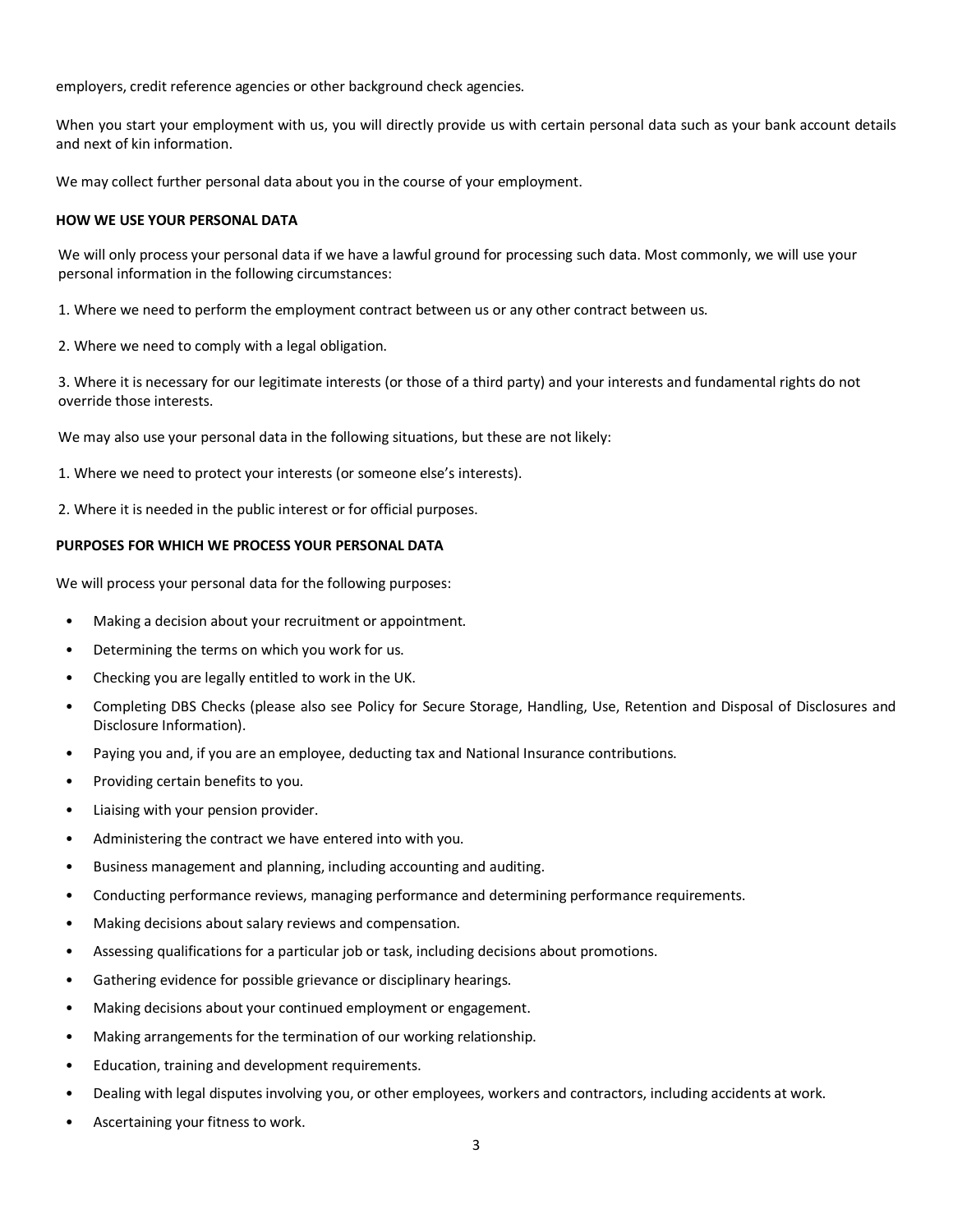employers, credit reference agencies or other background check agencies.

When you start your employment with us, you will directly provide us with certain personal data such as your bank account details and next of kin information.

We may collect further personal data about you in the course of your employment.

**HOW WE USE YOUR PERSONAL DATA**

We will only process your personal data if we have a lawful ground for processing such data. Most commonly, we will use your personal information in the following circumstances:

1. Where we need to perform the employment contract between us or any other contract between us.

2. Where we need to comply with a legal obligation.

3. Where it is necessary for our legitimate interests (or those of a third party) and your interests and fundamental rights do not override those interests.

We may also use your personal data in the following situations, but these are not likely:

1. Where we need to protect your interests (or someone else's interests).

2. Where it is needed in the public interest or for official purposes.

**PURPOSES FOR WHICH WE PROCESS YOUR PERSONAL DATA**

We will process your personal data for the following purposes:

- Making a decision about your recruitment or appointment.
- Determining the terms on which you work for us.
- Checking you are legally entitled to work in the UK.
- Completing DBS Checks (please also see Policy for Secure Storage, Handling, Use, Retention and Disposal of Disclosures and Disclosure Information).
- Paying you and, if you are an employee, deducting tax and National Insurance contributions.
- Providing certain benefits to you.
- Liaising with your pension provider.
- Administering the contract we have entered into with you.
- Business management and planning, including accounting and auditing.
- Conducting performance reviews, managing performance and determining performance requirements.
- Making decisions about salary reviews and compensation.
- Assessing qualifications for a particular job or task, including decisions about promotions.
- Gathering evidence for possible grievance or disciplinary hearings.
- Making decisions about your continued employment or engagement.
- Making arrangements for the termination of our working relationship.
- Education, training and development requirements.
- Dealing with legal disputes involving you, or other employees, workers and contractors, including accidents at work.
- Ascertaining your fitness to work.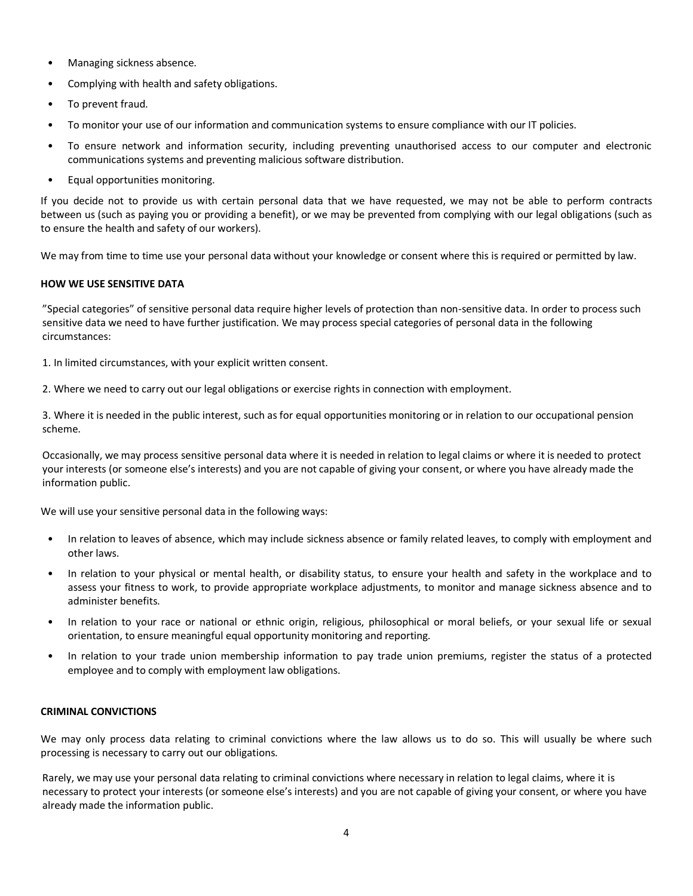- Managing sickness absence.
- Complying with health and safety obligations.
- To prevent fraud.
- To monitor your use of our information and communication systems to ensure compliance with our IT policies.
- To ensure network and information security, including preventing unauthorised access to our computer and electronic communications systems and preventing malicious software distribution.
- Equal opportunities monitoring.

If you decide not to provide us with certain personal data that we have requested, we may not be able to perform contracts between us (such as paying you or providing a benefit), or we may be prevented from complying with our legal obligations (such as to ensure the health and safety of our workers).

We may from time to time use your personal data without your knowledge or consent where this is required or permitted by law.

**HOW WE USE SENSITIVE DATA**

"Special categories" of sensitive personal data require higher levels of protection than non-sensitive data. In order to process such sensitive data we need to have further justification. We may process special categories of personal data in the following circumstances:

1. In limited circumstances, with your explicit written consent.

2. Where we need to carry out our legal obligations or exercise rights in connection with employment.

3. Where it is needed in the public interest, such as for equal opportunities monitoring or in relation to our occupational pension scheme.

Occasionally, we may process sensitive personal data where it is needed in relation to legal claims or where it is needed to protect your interests (or someone else's interests) and you are not capable of giving your consent, or where you have already made the information public.

We will use your sensitive personal data in the following ways:

- In relation to leaves of absence, which may include sickness absence or family related leaves, to comply with employment and other laws.
- In relation to your physical or mental health, or disability status, to ensure your health and safety in the workplace and to assess your fitness to work, to provide appropriate workplace adjustments, to monitor and manage sickness absence and to administer benefits.
- In relation to your race or national or ethnic origin, religious, philosophical or moral beliefs, or your sexual life or sexual orientation, to ensure meaningful equal opportunity monitoring and reporting.
- In relation to your trade union membership information to pay trade union premiums, register the status of a protected employee and to comply with employment law obligations.

**CRIMINAL CONVICTIONS**

We may only process data relating to criminal convictions where the law allows us to do so. This will usually be where such processing is necessary to carry out our obligations.

Rarely, we may use your personal data relating to criminal convictions where necessary in relation to legal claims, where it is necessary to protect your interests (or someone else's interests) and you are not capable of giving your consent, or where you have already made the information public.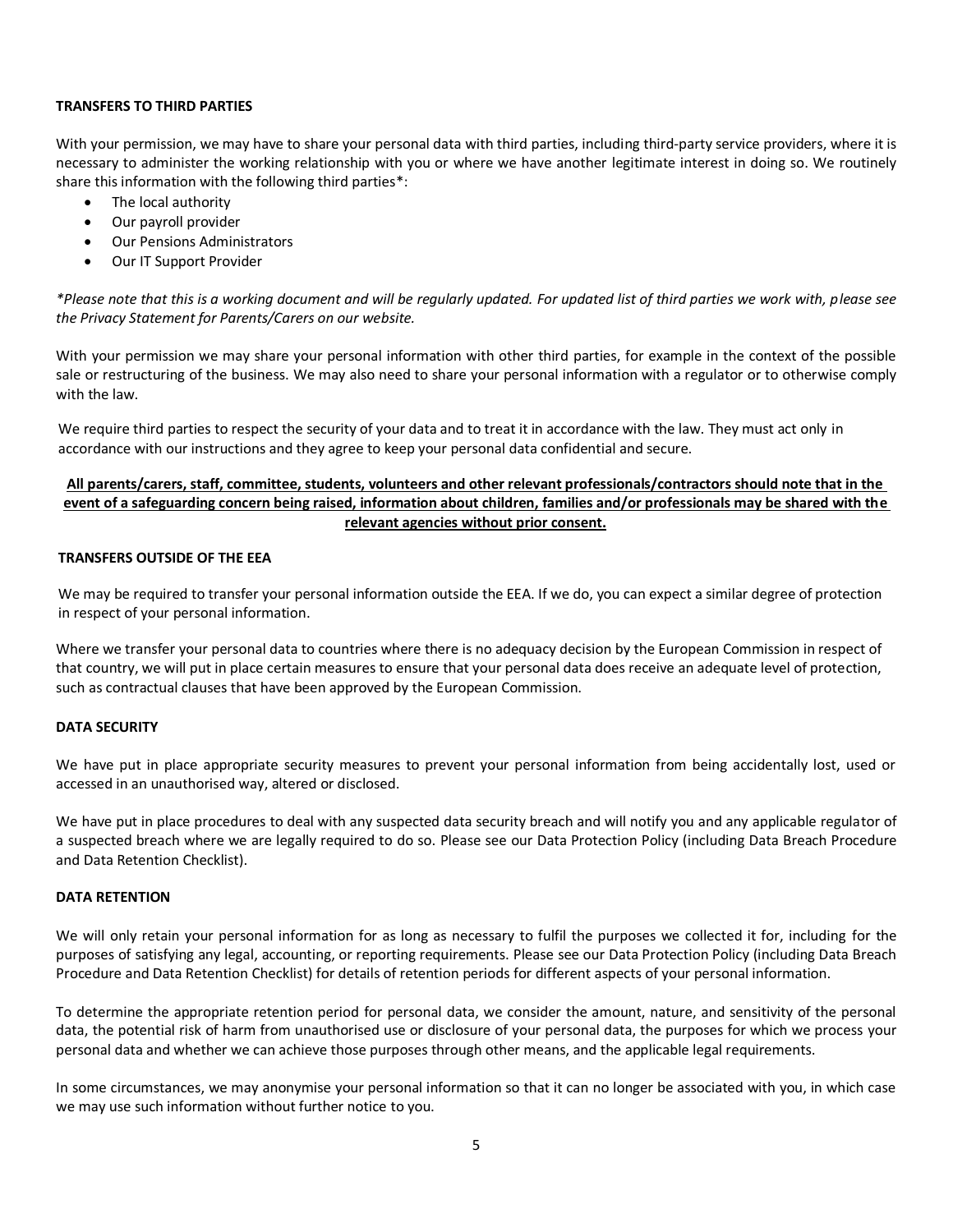**TRANSFERS TO THIRD PARTIES**

With your permission, we may have to share your personal data with third parties, including third-party service providers, where it is necessary to administer the working relationship with you or where we have another legitimate interest in doing so. We routinely share this information with the following third parties*:

- The local authority
- Our payroll provider
- Our Pensions Administrators
- Our IT Support Provider

*\*Please note that this is a working document and will be regularly updated. For updated list of third parties we work with, please see the Privacy Statement for Parents/Carers on our website.*

With your permission we may share your personal information with other third parties, for example in the context of the possible sale or restructuring of the business. We may also need to share your personal information with a regulator or to otherwise comply with the law.

We require third parties to respect the security of your data and to treat it in accordance with the law. They must act only in accordance with our instructions and they agree to keep your personal data confidential and secure.

**<u>All parents/carers, staff, committee, students, volunteers and other relevant professionals/contractors should note that in the event of a safeguarding concern being raised, information about children, families and/or professionals may be shared with the relevant agencies without prior consent.</u>**

**TRANSFERS OUTSIDE OF THE EEA**

We may be required to transfer your personal information outside the EEA. If we do, you can expect a similar degree of protection in respect of your personal information.

Where we transfer your personal data to countries where there is no adequacy decision by the European Commission in respect of that country, we will put in place certain measures to ensure that your personal data does receive an adequate level of protection, such as contractual clauses that have been approved by the European Commission.

**DATA SECURITY**

We have put in place appropriate security measures to prevent your personal information from being accidentally lost, used or accessed in an unauthorised way, altered or disclosed.

We have put in place procedures to deal with any suspected data security breach and will notify you and any applicable regulator of a suspected breach where we are legally required to do so. Please see our Data Protection Policy (including Data Breach Procedure and Data Retention Checklist).

**DATA RETENTION**

We will only retain your personal information for as long as necessary to fulfil the purposes we collected it for, including for the purposes of satisfying any legal, accounting, or reporting requirements. Please see our Data Protection Policy (including Data Breach Procedure and Data Retention Checklist) for details of retention periods for different aspects of your personal information.

To determine the appropriate retention period for personal data, we consider the amount, nature, and sensitivity of the personal data, the potential risk of harm from unauthorised use or disclosure of your personal data, the purposes for which we process your personal data and whether we can achieve those purposes through other means, and the applicable legal requirements.

In some circumstances, we may anonymise your personal information so that it can no longer be associated with you, in which case we may use such information without further notice to you.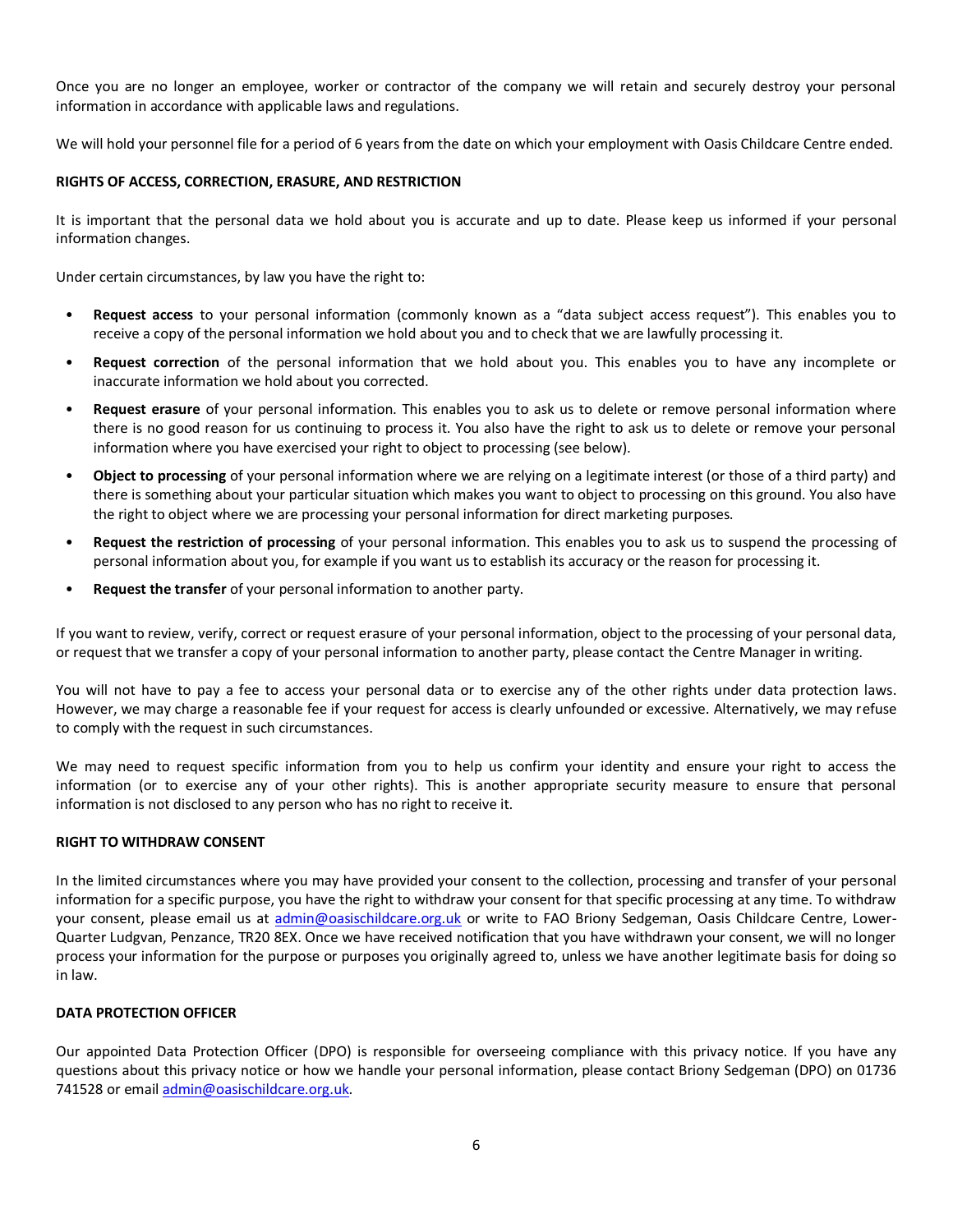Once you are no longer an employee, worker or contractor of the company we will retain and securely destroy your personal information in accordance with applicable laws and regulations.

We will hold your personnel file for a period of 6 years from the date on which your employment with Oasis Childcare Centre ended.

**RIGHTS OF ACCESS, CORRECTION, ERASURE, AND RESTRICTION**

It is important that the personal data we hold about you is accurate and up to date. Please keep us informed if your personal information changes.

Under certain circumstances, by law you have the right to:

- **Request access** to your personal information (commonly known as a "data subject access request"). This enables you to receive a copy of the personal information we hold about you and to check that we are lawfully processing it.
- **Request correction** of the personal information that we hold about you. This enables you to have any incomplete or inaccurate information we hold about you corrected.
- **Request erasure** of your personal information. This enables you to ask us to delete or remove personal information where there is no good reason for us continuing to process it. You also have the right to ask us to delete or remove your personal information where you have exercised your right to object to processing (see below).
- **Object to processing** of your personal information where we are relying on a legitimate interest (or those of a third party) and there is something about your particular situation which makes you want to object to processing on this ground. You also have the right to object where we are processing your personal information for direct marketing purposes.
- **Request the restriction of processing** of your personal information. This enables you to ask us to suspend the processing of personal information about you, for example if you want us to establish its accuracy or the reason for processing it.
- **Request the transfer** of your personal information to another party.

If you want to review, verify, correct or request erasure of your personal information, object to the processing of your personal data, or request that we transfer a copy of your personal information to another party, please contact the Centre Manager in writing.

You will not have to pay a fee to access your personal data or to exercise any of the other rights under data protection laws. However, we may charge a reasonable fee if your request for access is clearly unfounded or excessive. Alternatively, we may refuse to comply with the request in such circumstances.

We may need to request specific information from you to help us confirm your identity and ensure your right to access the information (or to exercise any of your other rights). This is another appropriate security measure to ensure that personal information is not disclosed to any person who has no right to receive it.

**RIGHT TO WITHDRAW CONSENT**

In the limited circumstances where you may have provided your consent to the collection, processing and transfer of your personal information for a specific purpose, you have the right to withdraw your consent for that specific processing at any time. To withdraw your consent, please email us at admin@oasischildcare.org.uk or write to FAO Briony Sedgeman, Oasis Childcare Centre, Lower-Quarter Ludgvan, Penzance, TR20 8EX. Once we have received notification that you have withdrawn your consent, we will no longer process your information for the purpose or purposes you originally agreed to, unless we have another legitimate basis for doing so in law.

**DATA PROTECTION OFFICER**

Our appointed Data Protection Officer (DPO) is responsible for overseeing compliance with this privacy notice. If you have any questions about this privacy notice or how we handle your personal information, please contact Briony Sedgeman (DPO) on 01736 741528 or email admin@oasischildcare.org.uk.